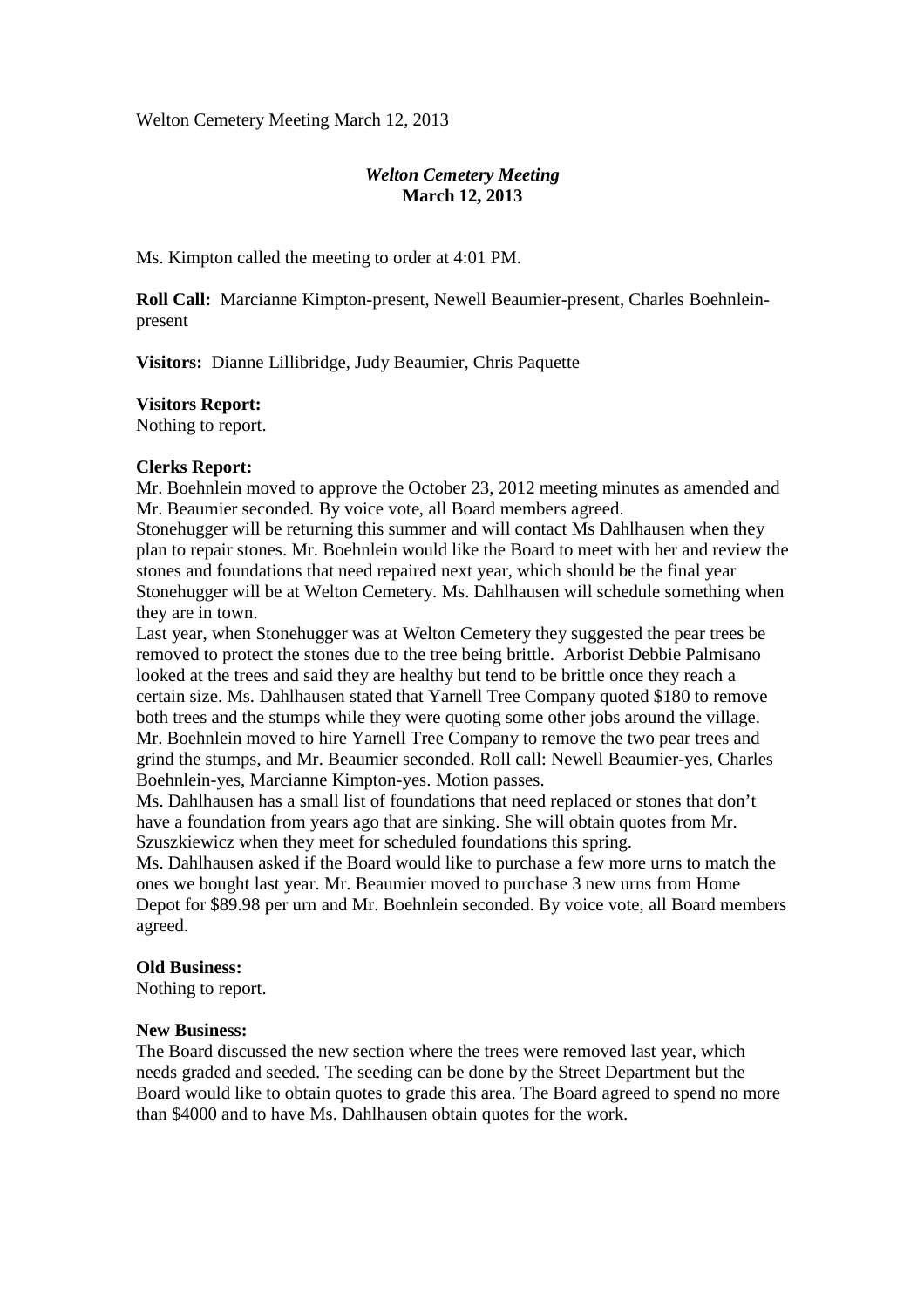Welton Cemetery Meeting March 12, 2013

# *Welton Cemetery Meeting*
## March 12, 2013

Ms. Kimpton called the meeting to order at 4:01 PM.

**Roll Call:** Marcianne Kimpton-present, Newell Beaumier-present, Charles Boehnlein-present

**Visitors:** Dianne Lillibridge, Judy Beaumier, Chris Paquette

**Visitors Report:**
Nothing to report.

**Clerks Report:**
Mr. Boehnlein moved to approve the October 23, 2012 meeting minutes as amended and Mr. Beaumier seconded. By voice vote, all Board members agreed.
Stonehugger will be returning this summer and will contact Ms Dahlhausen when they plan to repair stones. Mr. Boehnlein would like the Board to meet with her and review the stones and foundations that need repaired next year, which should be the final year Stonehugger will be at Welton Cemetery. Ms. Dahlhausen will schedule something when they are in town.
Last year, when Stonehugger was at Welton Cemetery they suggested the pear trees be removed to protect the stones due to the tree being brittle. Arborist Debbie Palmisano looked at the trees and said they are healthy but tend to be brittle once they reach a certain size. Ms. Dahlhausen stated that Yarnell Tree Company quoted $180 to remove both trees and the stumps while they were quoting some other jobs around the village. Mr. Boehnlein moved to hire Yarnell Tree Company to remove the two pear trees and grind the stumps, and Mr. Beaumier seconded. Roll call: Newell Beaumier-yes, Charles Boehnlein-yes, Marcianne Kimpton-yes. Motion passes.
Ms. Dahlhausen has a small list of foundations that need replaced or stones that don't have a foundation from years ago that are sinking. She will obtain quotes from Mr. Szuszkiewicz when they meet for scheduled foundations this spring.
Ms. Dahlhausen asked if the Board would like to purchase a few more urns to match the ones we bought last year. Mr. Beaumier moved to purchase 3 new urns from Home Depot for $89.98 per urn and Mr. Boehnlein seconded. By voice vote, all Board members agreed.

**Old Business:**
Nothing to report.

**New Business:**
The Board discussed the new section where the trees were removed last year, which needs graded and seeded. The seeding can be done by the Street Department but the Board would like to obtain quotes to grade this area. The Board agreed to spend no more than $4000 and to have Ms. Dahlhausen obtain quotes for the work.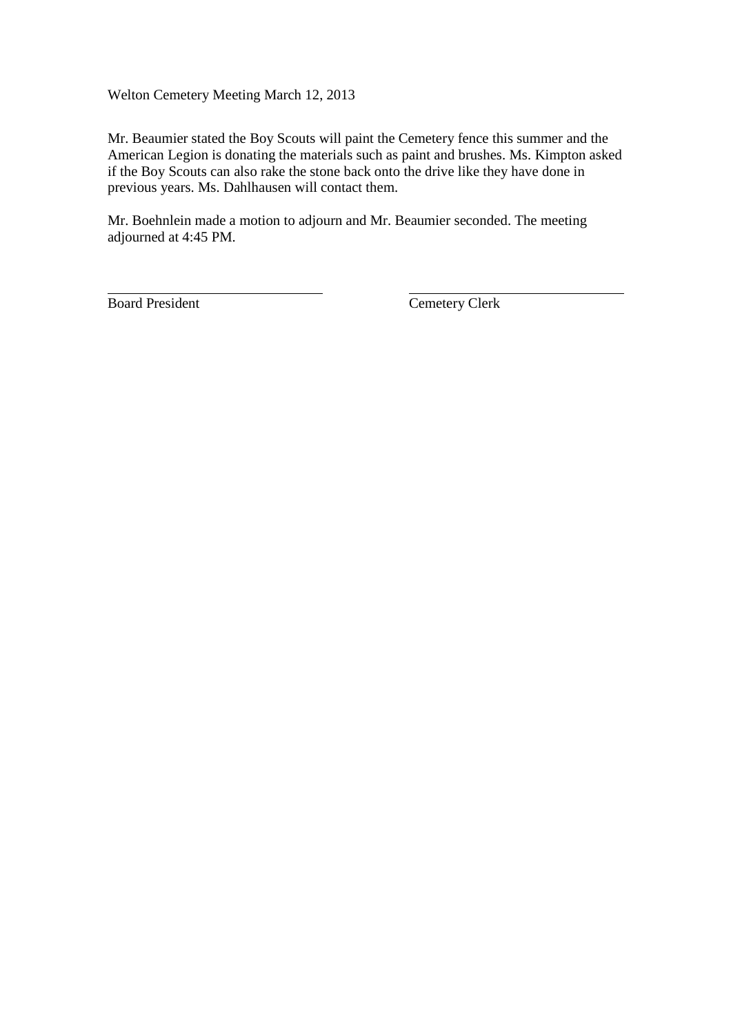Mr. Beaumier stated the Boy Scouts will paint the Cemetery fence this summer and the American Legion is donating the materials such as paint and brushes. Ms. Kimpton asked if the Boy Scouts can also rake the stone back onto the drive like they have done in previous years. Ms. Dahlhausen will contact them.

Mr. Boehnlein made a motion to adjourn and Mr. Beaumier seconded. The meeting adjourned at 4:45 PM.

| | |
|---|---|
| \_\_\_\_\_\_\_\_\_\_\_\_\_\_\_\_\_\_\_\_\_\_\_\_\_\_\_\_\_\_ | \_\_\_\_\_\_\_\_\_\_\_\_\_\_\_\_\_\_\_\_\_\_\_\_\_\_\_\_\_\_ |
| Board President | Cemetery Clerk |